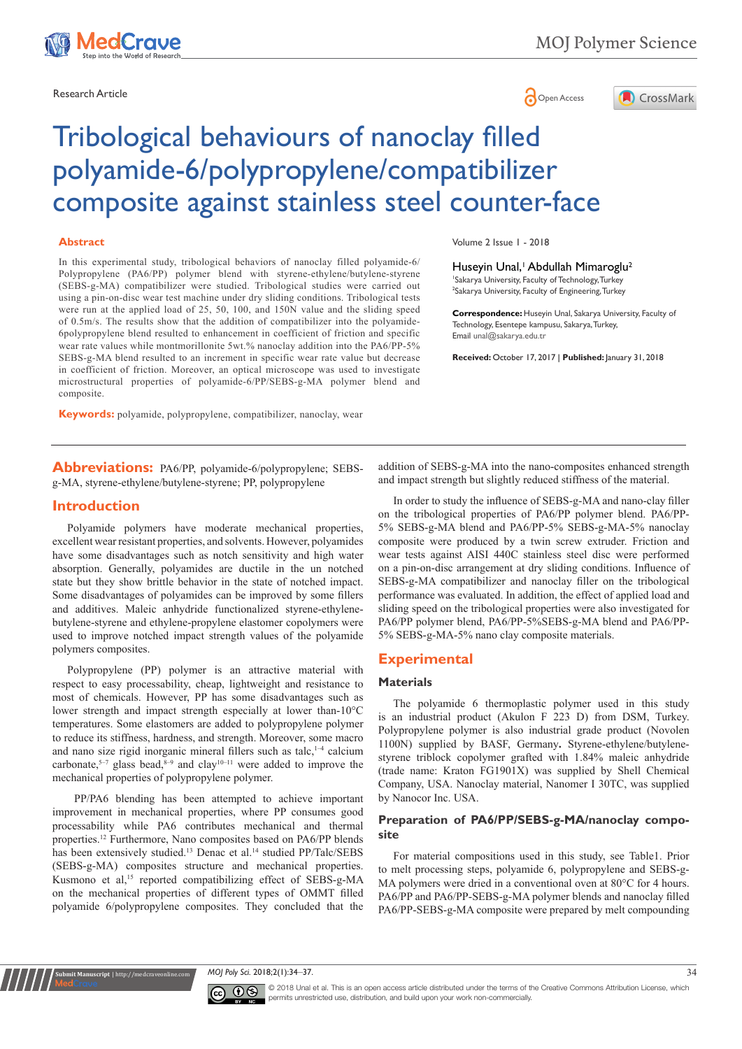Research Article

Open Access

# Tribological behaviours of nanoclay filled polyamide-6/polypropylene/compatibilizer composite against stainless steel counter-face

Volume 2 Issue 1 - 2018

Huseyin Unal,[1] Abdullah Mimaroglu[2]

[1]Sakarya University, Faculty of Technology, Turkey
[2]Sakarya University, Faculty of Engineering, Turkey

**Correspondence:** Huseyin Unal, Sakarya University, Faculty of Technology, Esentepe kampusu, Sakarya, Turkey, Email unal@sakarya.edu.tr

**Received:** October 17, 2017 | **Published:** January 31, 2018

## Abstract

In this experimental study, tribological behaviors of nanoclay filled polyamide-6/Polypropylene (PA6/PP) polymer blend with styrene-ethylene/butylene-styrene (SEBS-g-MA) compatibilizer were studied. Tribological studies were carried out using a pin-on-disc wear test machine under dry sliding conditions. Tribological tests were run at the applied load of 25, 50, 100, and 150N value and the sliding speed of 0.5m/s. The results show that the addition of compatibilizer into the polyamide-6polypropylene blend resulted to enhancement in coefficient of friction and specific wear rate values while montmorillonite 5wt.% nanoclay addition into the PA6/PP-5% SEBS-g-MA blend resulted to an increment in specific wear rate value but decrease in coefficient of friction. Moreover, an optical microscope was used to investigate microstructural properties of polyamide-6/PP/SEBS-g-MA polymer blend and composite.

**Keywords:** polyamide, polypropylene, compatibilizer, nanoclay, wear

**Abbreviations:** PA6/PP, polyamide-6/polypropylene; SEBS-g-MA, styrene-ethylene/butylene-styrene; PP, polypropylene

## Introduction

Polyamide polymers have moderate mechanical properties, excellent wear resistant properties, and solvents. However, polyamides have some disadvantages such as notch sensitivity and high water absorption. Generally, polyamides are ductile in the un notched state but they show brittle behavior in the state of notched impact. Some disadvantages of polyamides can be improved by some fillers and additives. Maleic anhydride functionalized styrene-ethylene-butylene-styrene and ethylene-propylene elastomer copolymers were used to improve notched impact strength values of the polyamide polymers composites.

Polypropylene (PP) polymer is an attractive material with respect to easy processability, cheap, lightweight and resistance to most of chemicals. However, PP has some disadvantages such as lower strength and impact strength especially at lower than-10°C temperatures. Some elastomers are added to polypropylene polymer to reduce its stiffness, hardness, and strength. Moreover, some macro and nano size rigid inorganic mineral fillers such as talc,[1–4] calcium carbonate,[5–7] glass bead,[8–9] and clay[10–11] were added to improve the mechanical properties of polypropylene polymer.

PP/PA6 blending has been attempted to achieve important improvement in mechanical properties, where PP consumes good processability while PA6 contributes mechanical and thermal properties.[12] Furthermore, Nano composites based on PA6/PP blends has been extensively studied.[13] Denac et al.[14] studied PP/Talc/SEBS (SEBS-g-MA) composites structure and mechanical properties. Kusmono et al,[15] reported compatibilizing effect of SEBS-g-MA on the mechanical properties of different types of OMMT filled polyamide 6/polypropylene composites. They concluded that the addition of SEBS-g-MA into the nano-composites enhanced strength and impact strength but slightly reduced stiffness of the material.

In order to study the influence of SEBS-g-MA and nano-clay filler on the tribological properties of PA6/PP polymer blend. PA6/PP-5% SEBS-g-MA blend and PA6/PP-5% SEBS-g-MA-5% nanoclay composite were produced by a twin screw extruder. Friction and wear tests against AISI 440C stainless steel disc were performed on a pin-on-disc arrangement at dry sliding conditions. Influence of SEBS-g-MA compatibilizer and nanoclay filler on the tribological performance was evaluated. In addition, the effect of applied load and sliding speed on the tribological properties were also investigated for PA6/PP polymer blend, PA6/PP-5%SEBS-g-MA blend and PA6/PP-5% SEBS-g-MA-5% nano clay composite materials.

## Experimental

### Materials

The polyamide 6 thermoplastic polymer used in this study is an industrial product (Akulon F 223 D) from DSM, Turkey. Polypropylene polymer is also industrial grade product (Novolen 1100N) supplied by BASF, Germany**.** Styrene-ethylene/butylene-styrene triblock copolymer grafted with 1.84% maleic anhydride (trade name: Kraton FG1901X) was supplied by Shell Chemical Company, USA. Nanoclay material, Nanomer I 30TC, was supplied by Nanocor Inc. USA.

### Preparation of PA6/PP/SEBS-g-MA/nanoclay composite

For material compositions used in this study, see Table1. Prior to melt processing steps, polyamide 6, polypropylene and SEBS-g-MA polymers were dried in a conventional oven at 80°C for 4 hours. PA6/PP and PA6/PP-SEBS-g-MA polymer blends and nanoclay filled PA6/PP-SEBS-g-MA composite were prepared by melt compounding

© 2018 Unal et al. This is an open access article distributed under the terms of the Creative Commons Attribution License, which permits unrestricted use, distribution, and build upon your work non-commercially.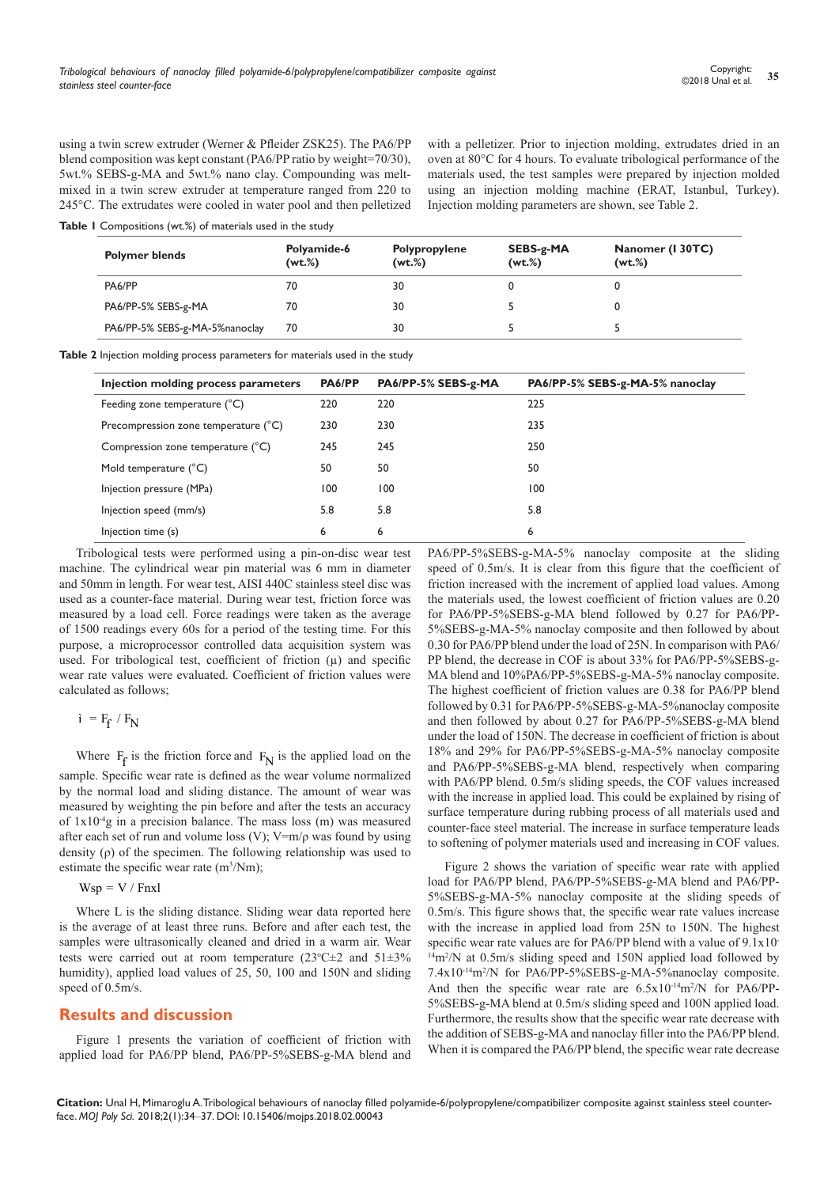using a twin screw extruder (Werner & Pfleider ZSK25). The PA6/PP blend composition was kept constant (PA6/PP ratio by weight=70/30), 5wt.% SEBS-g-MA and 5wt.% nano clay. Compounding was melt-mixed in a twin screw extruder at temperature ranged from 220 to 245°C. The extrudates were cooled in water pool and then pelletized with a pelletizer. Prior to injection molding, extrudates dried in an oven at 80°C for 4 hours. To evaluate tribological performance of the materials used, the test samples were prepared by injection molded using an injection molding machine (ERAT, Istanbul, Turkey). Injection molding parameters are shown, see Table 2.

**Table 1** Compositions (wt.%) of materials used in the study

| Polymer blends | Polyamide-6 (wt.%) | Polypropylene (wt.%) | SEBS-g-MA (wt.%) | Nanomer (I 30TC) (wt.%) |
|---|---|---|---|---|
| PA6/PP | 70 | 30 | 0 | 0 |
| PA6/PP-5% SEBS-g-MA | 70 | 30 | 5 | 0 |
| PA6/PP-5% SEBS-g-MA-5%nanoclay | 70 | 30 | 5 | 5 |

**Table 2** Injection molding process parameters for materials used in the study

| Injection molding process parameters | PA6/PP | PA6/PP-5% SEBS-g-MA | PA6/PP-5% SEBS-g-MA-5% nanoclay |
|---|---|---|---|
| Feeding zone temperature (°C) | 220 | 220 | 225 |
| Precompression zone temperature (°C) | 230 | 230 | 235 |
| Compression zone temperature (°C) | 245 | 245 | 250 |
| Mold temperature (°C) | 50 | 50 | 50 |
| Injection pressure (MPa) | 100 | 100 | 100 |
| Injection speed (mm/s) | 5.8 | 5.8 | 5.8 |
| Injection time (s) | 6 | 6 | 6 |

Tribological tests were performed using a pin-on-disc wear test machine. The cylindrical wear pin material was 6 mm in diameter and 50mm in length. For wear test, AISI 440C stainless steel disc was used as a counter-face material. During wear test, friction force was measured by a load cell. Force readings were taken as the average of 1500 readings every 60s for a period of the testing time. For this purpose, a microprocessor controlled data acquisition system was used. For tribological test, coefficient of friction (μ) and specific wear rate values were evaluated. Coefficient of friction values were calculated as follows;

$$\mu = F_f / F_N$$

Where $F_f$ is the friction force and $F_N$ is the applied load on the sample. Specific wear rate is defined as the wear volume normalized by the normal load and sliding distance. The amount of wear was measured by weighting the pin before and after the tests an accuracy of $1x10^{-4}$g in a precision balance. The mass loss (m) was measured after each set of run and volume loss (V); V=m/ρ was found by using density (ρ) of the specimen. The following relationship was used to estimate the specific wear rate ($m^3$/Nm);

$$W_{sp} = V / F_n x l$$

Where L is the sliding distance. Sliding wear data reported here is the average of at least three runs. Before and after each test, the samples were ultrasonically cleaned and dried in a warm air. Wear tests were carried out at room temperature (23°C±2 and 51±3% humidity), applied load values of 25, 50, 100 and 150N and sliding speed of 0.5m/s.

## Results and discussion

Figure 1 presents the variation of coefficient of friction with applied load for PA6/PP blend, PA6/PP-5%SEBS-g-MA blend and PA6/PP-5%SEBS-g-MA-5% nanoclay composite at the sliding speed of 0.5m/s. It is clear from this figure that the coefficient of friction increased with the increment of applied load values. Among the materials used, the lowest coefficient of friction values are 0.20 for PA6/PP-5%SEBS-g-MA blend followed by 0.27 for PA6/PP-5%SEBS-g-MA-5% nanoclay composite and then followed by about 0.30 for PA6/PP blend under the load of 25N. In comparison with PA6/PP blend, the decrease in COF is about 33% for PA6/PP-5%SEBS-g-MA blend and 10%PA6/PP-5%SEBS-g-MA-5% nanoclay composite. The highest coefficient of friction values are 0.38 for PA6/PP blend followed by 0.31 for PA6/PP-5%SEBS-g-MA-5%nanoclay composite and then followed by about 0.27 for PA6/PP-5%SEBS-g-MA blend under the load of 150N. The decrease in coefficient of friction is about 18% and 29% for PA6/PP-5%SEBS-g-MA-5% nanoclay composite and PA6/PP-5%SEBS-g-MA blend, respectively when comparing with PA6/PP blend. 0.5m/s sliding speeds, the COF values increased with the increase in applied load. This could be explained by rising of surface temperature during rubbing process of all materials used and counter-face steel material. The increase in surface temperature leads to softening of polymer materials used and increasing in COF values.

Figure 2 shows the variation of specific wear rate with applied load for PA6/PP blend, PA6/PP-5%SEBS-g-MA blend and PA6/PP-5%SEBS-g-MA-5% nanoclay composite at the sliding speeds of 0.5m/s. This figure shows that, the specific wear rate values increase with the increase in applied load from 25N to 150N. The highest specific wear rate values are for PA6/PP blend with a value of $9.1x10^{-14}m^2/N$ at 0.5m/s sliding speed and 150N applied load followed by $7.4x10^{-14}m^2/N$ for PA6/PP-5%SEBS-g-MA-5%nanoclay composite. And then the specific wear rate are $6.5x10^{-14}m^2/N$ for PA6/PP-5%SEBS-g-MA blend at 0.5m/s sliding speed and 100N applied load. Furthermore, the results show that the specific wear rate decrease with the addition of SEBS-g-MA and nanoclay filler into the PA6/PP blend. When it is compared the PA6/PP blend, the specific wear rate decrease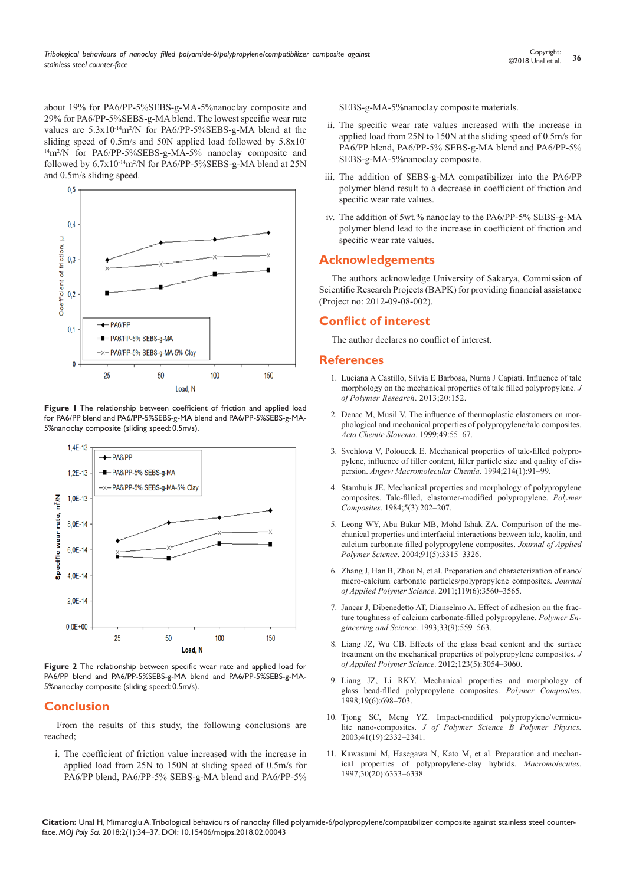about 19% for PA6/PP-5%SEBS-g-MA-5%nanoclay composite and 29% for PA6/PP-5%SEBS-g-MA blend. The lowest specific wear rate values are $5.3 \times 10^{-14}$ $m^2/N$ for PA6/PP-5%SEBS-g-MA blend at the sliding speed of 0.5m/s and 50N applied load followed by $5.8 \times 10^{-14}$ $m^2/N$ for PA6/PP-5%SEBS-g-MA-5% nanoclay composite and followed by $6.7 \times 10^{-14}$ $m^2/N$ for PA6/PP-5%SEBS-g-MA blend at 25N and 0.5m/s sliding speed.

**Figure 1** The relationship between coefficient of friction and applied load for PA6/PP blend and PA6/PP-5%SEBS-g-MA blend and PA6/PP-5%SEBS-g-MA-5%nanoclay composite (sliding speed: 0.5m/s).

**Figure 2** The relationship between specific wear rate and applied load for PA6/PP blend and PA6/PP-5%SEBS-g-MA blend and PA6/PP-5%SEBS-g-MA-5%nanoclay composite (sliding speed: 0.5m/s).

## Conclusion

From the results of this study, the following conclusions are reached;

i. The coefficient of friction value increased with the increase in applied load from 25N to 150N at sliding speed of 0.5m/s for PA6/PP blend, PA6/PP-5% SEBS-g-MA blend and PA6/PP-5% SEBS-g-MA-5%nanoclay composite materials.

ii. The specific wear rate values increased with the increase in applied load from 25N to 150N at the sliding speed of 0.5m/s for PA6/PP blend, PA6/PP-5% SEBS-g-MA blend and PA6/PP-5% SEBS-g-MA-5%nanoclay composite.

iii. The addition of SEBS-g-MA compatibilizer into the PA6/PP polymer blend result to a decrease in coefficient of friction and specific wear rate values.

iv. The addition of 5wt.% nanoclay to the PA6/PP-5% SEBS-g-MA polymer blend lead to the increase in coefficient of friction and specific wear rate values.

## Acknowledgements

The authors acknowledge University of Sakarya, Commission of Scientific Research Projects (BAPK) for providing financial assistance (Project no: 2012-09-08-002).

## Conflict of interest

The author declares no conflict of interest.

## References

1. Luciana A Castillo, Silvia E Barbosa, Numa J Capiati. Influence of talc morphology on the mechanical properties of talc filled polypropylene. *J of Polymer Research*. 2013;20:152.
2. Denac M, Musil V. The influence of thermoplastic elastomers on morphological and mechanical properties of polypropylene/talc composites. *Acta Chemie Slovenia*. 1999;49:55–67.
3. Svehlova V, Poloucek E. Mechanical properties of talc-filled polypropylene, influence of filler content, filler particle size and quality of dispersion. *Angew Macromolecular Chemia*. 1994;214(1):91–99.
4. Stamhuis JE. Mechanical properties and morphology of polypropylene composites. Talc-filled, elastomer-modified polypropylene. *Polymer Composites*. 1984;5(3):202–207.
5. Leong WY, Abu Bakar MB, Mohd Ishak ZA. Comparison of the mechanical properties and interfacial interactions between talc, kaolin, and calcium carbonate filled polypropylene composites. *Journal of Applied Polymer Science*. 2004;91(5):3315–3326.
6. Zhang J, Han B, Zhou N, et al. Preparation and characterization of nano/micro-calcium carbonate particles/polypropylene composites. *Journal of Applied Polymer Science*. 2011;119(6):3560–3565.
7. Jancar J, Dibenedetto AT, Dianselmo A. Effect of adhesion on the fracture toughness of calcium carbonate-filled polypropylene. *Polymer Engineering and Science*. 1993;33(9):559–563.
8. Liang JZ, Wu CB. Effects of the glass bead content and the surface treatment on the mechanical properties of polypropylene composites. *J of Applied Polymer Science*. 2012;123(5):3054–3060.
9. Liang JZ, Li RKY. Mechanical properties and morphology of glass bead-filled polypropylene composites. *Polymer Composites*. 1998;19(6):698–703.
10. Tjong SC, Meng YZ. Impact-modified polypropylene/vermiculite nano-composites. *J of Polymer Science B Polymer Physics*. 2003;41(19):2332–2341.
11. Kawasumi M, Hasegawa N, Kato M, et al. Preparation and mechanical properties of polypropylene-clay hybrids. *Macromolecules*. 1997;30(20):6333–6338.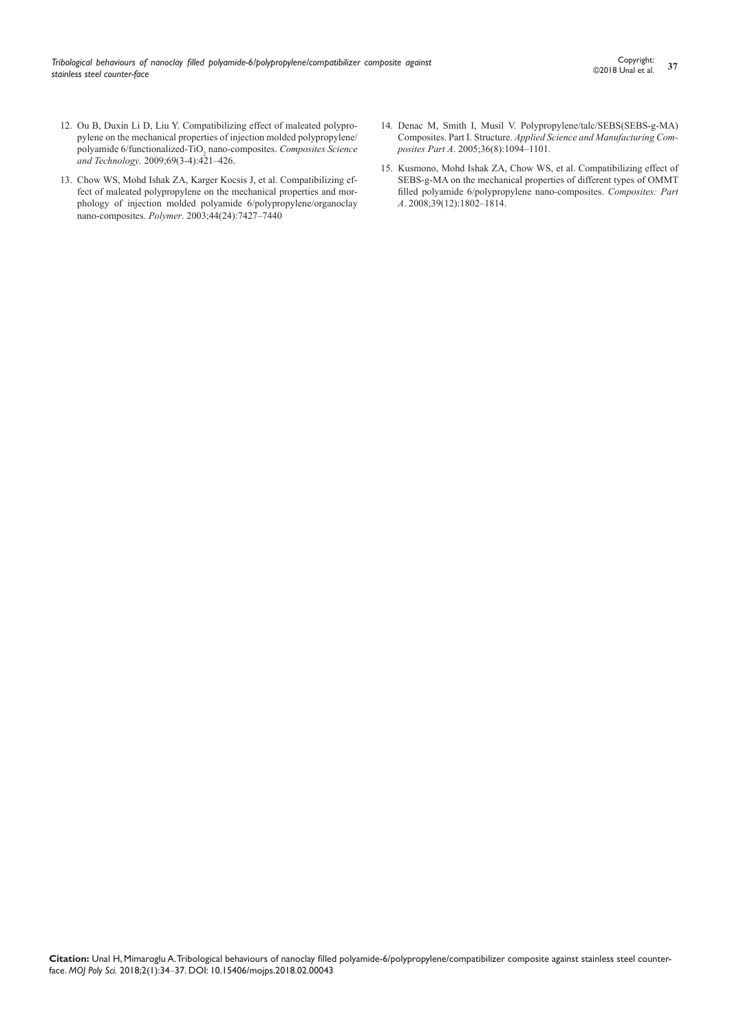12. Ou B, Duxin Li D, Liu Y. Compatibilizing effect of maleated polypropylene on the mechanical properties of injection molded polypropylene/polyamide 6/functionalized-$TiO_2$ nano-composites. *Composites Science and Technology*. 2009;69(3-4):421–426.

13. Chow WS, Mohd Ishak ZA, Karger Kocsis J, et al. Compatibilizing effect of maleated polypropylene on the mechanical properties and morphology of injection molded polyamide 6/polypropylene/organoclay nano-composites. *Polymer*. 2003;44(24):7427–7440

14. Denac M, Smith I, Musil V. Polypropylene/talc/SEBS(SEBS-g-MA) Composites. Part I. Structure. *Applied Science and Manufacturing Composites Part A*. 2005;36(8):1094–1101.

15. Kusmono, Mohd Ishak ZA, Chow WS, et al. Compatibilizing effect of SEBS-g-MA on the mechanical properties of different types of OMMT filled polyamide 6/polypropylene nano-composites. *Composites: Part A*. 2008;39(12):1802–1814.